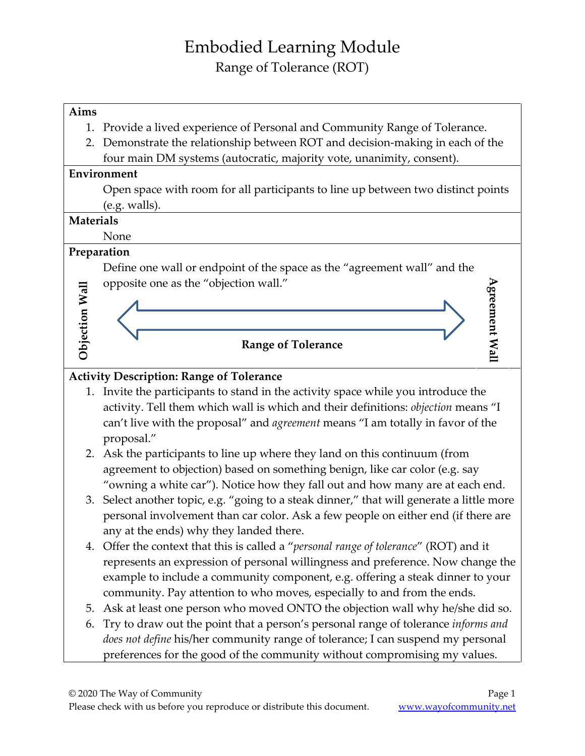# Embodied Learning Module

## Range of Tolerance (ROT)

**Aims**

1. Provide a lived experience of Personal and Community Range of Tolerance.
2. Demonstrate the relationship between ROT and decision-making in each of the four main DM systems (autocratic, majority vote, unanimity, consent).

**Environment**

Open space with room for all participants to line up between two distinct points (e.g. walls).

**Materials**

None

**Preparation**

Define one wall or endpoint of the space as the "agreement wall" and the opposite one as the "objection wall."

**Objection Wall** ⟷ **Range of Tolerance** ⟷ **Agreement Wall**

**Activity Description: Range of Tolerance**

1. Invite the participants to stand in the activity space while you introduce the activity. Tell them which wall is which and their definitions: *objection* means "I can't live with the proposal" and *agreement* means "I am totally in favor of the proposal."
2. Ask the participants to line up where they land on this continuum (from agreement to objection) based on something benign, like car color (e.g. say "owning a white car"). Notice how they fall out and how many are at each end.
3. Select another topic, e.g. "going to a steak dinner," that will generate a little more personal involvement than car color. Ask a few people on either end (if there are any at the ends) why they landed there.
4. Offer the context that this is called a "*personal range of tolerance*" (ROT) and it represents an expression of personal willingness and preference. Now change the example to include a community component, e.g. offering a steak dinner to your community. Pay attention to who moves, especially to and from the ends.
5. Ask at least one person who moved ONTO the objection wall why he/she did so.
6. Try to draw out the point that a person's personal range of tolerance *informs and does not define* his/her community range of tolerance; I can suspend my personal preferences for the good of the community without compromising my values.

© 2020 The Way of Community
Please check with us before you reproduce or distribute this document. www.wayofcommunity.net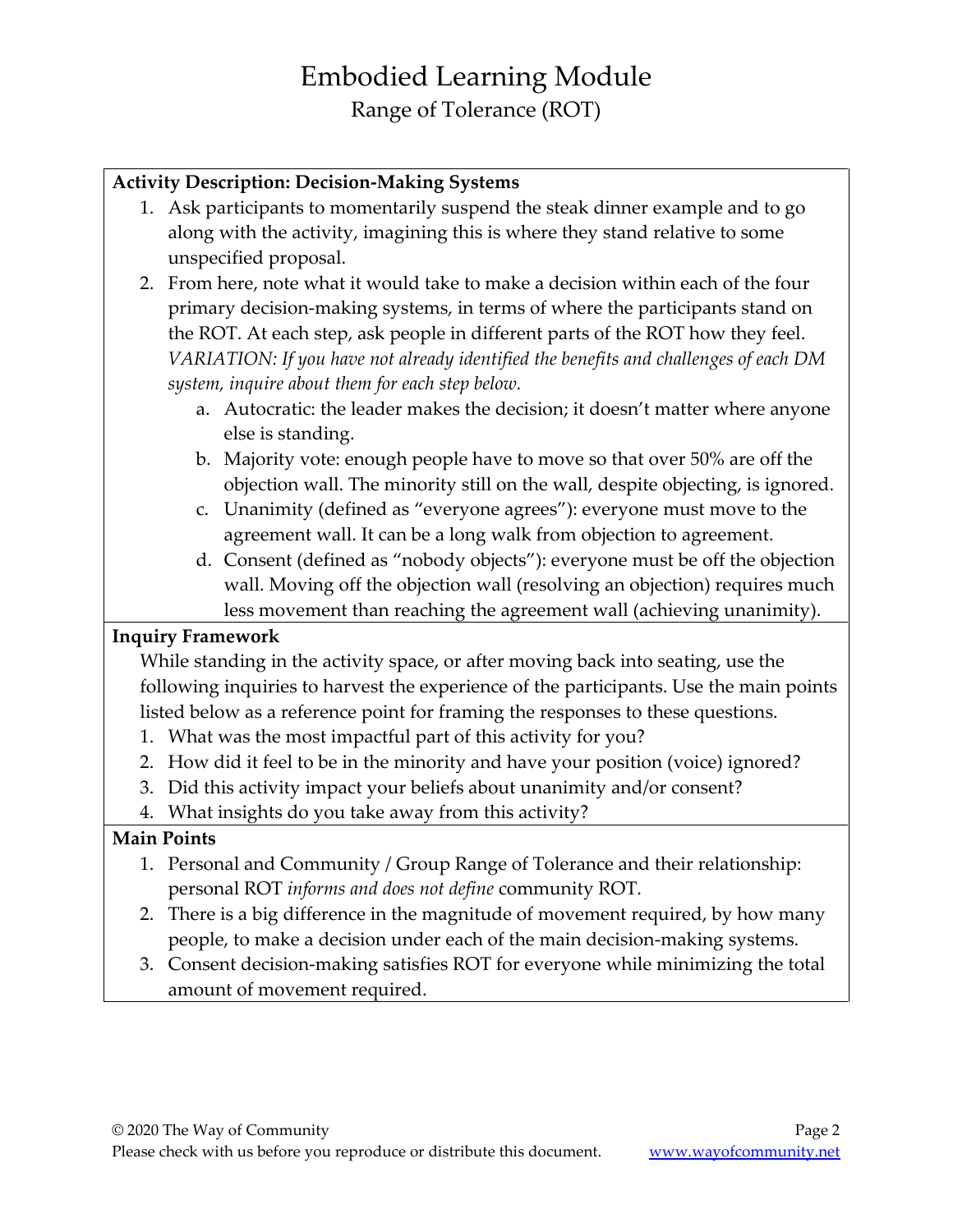# Embodied Learning Module

Range of Tolerance (ROT)

**Activity Description: Decision-Making Systems**

1. Ask participants to momentarily suspend the steak dinner example and to go along with the activity, imagining this is where they stand relative to some unspecified proposal.
2. From here, note what it would take to make a decision within each of the four primary decision-making systems, in terms of where the participants stand on the ROT. At each step, ask people in different parts of the ROT how they feel. *VARIATION: If you have not already identified the benefits and challenges of each DM system, inquire about them for each step below.*
   a. Autocratic: the leader makes the decision; it doesn't matter where anyone else is standing.
   b. Majority vote: enough people have to move so that over 50% are off the objection wall. The minority still on the wall, despite objecting, is ignored.
   c. Unanimity (defined as "everyone agrees"): everyone must move to the agreement wall. It can be a long walk from objection to agreement.
   d. Consent (defined as "nobody objects"): everyone must be off the objection wall. Moving off the objection wall (resolving an objection) requires much less movement than reaching the agreement wall (achieving unanimity).

**Inquiry Framework**

While standing in the activity space, or after moving back into seating, use the following inquiries to harvest the experience of the participants. Use the main points listed below as a reference point for framing the responses to these questions.

1. What was the most impactful part of this activity for you?
2. How did it feel to be in the minority and have your position (voice) ignored?
3. Did this activity impact your beliefs about unanimity and/or consent?
4. What insights do you take away from this activity?

**Main Points**

1. Personal and Community / Group Range of Tolerance and their relationship: personal ROT *informs and does not define* community ROT.
2. There is a big difference in the magnitude of movement required, by how many people, to make a decision under each of the main decision-making systems.
3. Consent decision-making satisfies ROT for everyone while minimizing the total amount of movement required.

© 2020 The Way of Community
Please check with us before you reproduce or distribute this document. www.wayofcommunity.net